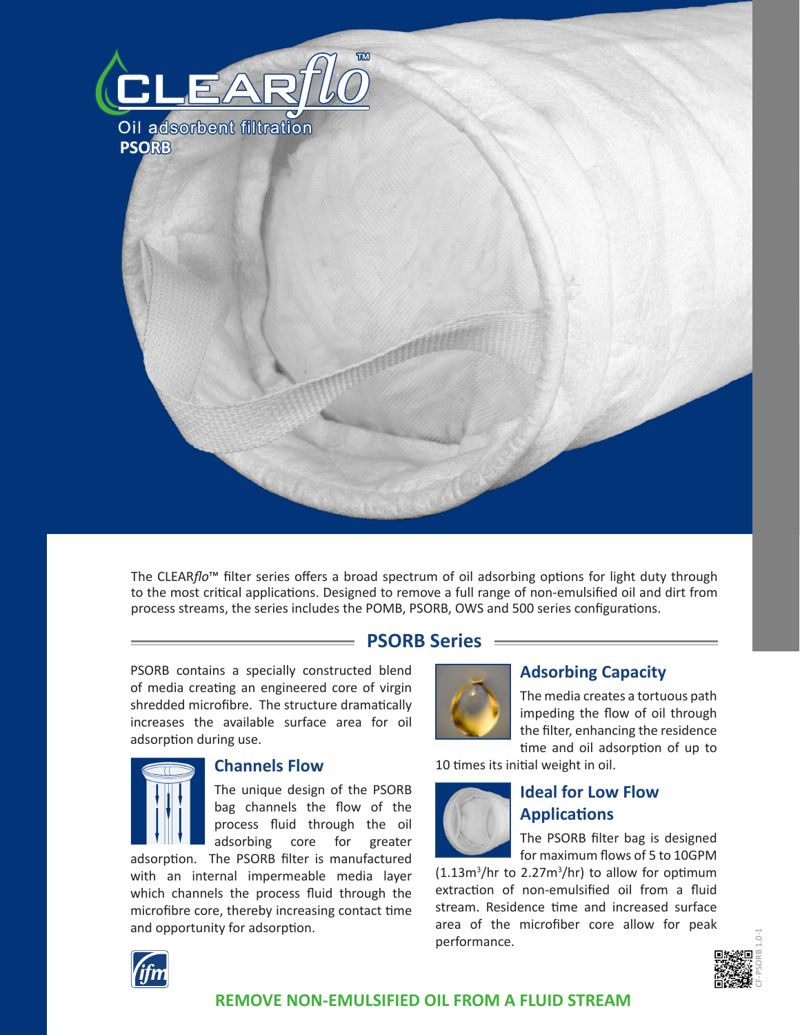# CLEAR*flo*™

Oil adsorbent filtration

**PSORB**

The CLEAR*flo*™ filter series offers a broad spectrum of oil adsorbing options for light duty through to the most critical applications. Designed to remove a full range of non-emulsified oil and dirt from process streams, the series includes the POMB, PSORB, OWS and 500 series configurations.

## PSORB Series

PSORB contains a specially constructed blend of media creating an engineered core of virgin shredded microfibre. The structure dramatically increases the available surface area for oil adsorption during use.

### Channels Flow

The unique design of the PSORB bag channels the flow of the process fluid through the oil adsorbing core for greater adsorption. The PSORB filter is manufactured with an internal impermeable media layer which channels the process fluid through the microfibre core, thereby increasing contact time and opportunity for adsorption.

### Adsorbing Capacity

The media creates a tortuous path impeding the flow of oil through the filter, enhancing the residence time and oil adsorption of up to 10 times its initial weight in oil.

### Ideal for Low Flow Applications

The PSORB filter bag is designed for maximum flows of 5 to 10GPM ($1.13m^3$/hr to $2.27m^3$/hr) to allow for optimum extraction of non-emulsified oil from a fluid stream. Residence time and increased surface area of the microfiber core allow for peak performance.

**REMOVE NON-EMULSIFIED OIL FROM A FLUID STREAM**

CF-PSORB 1.0-1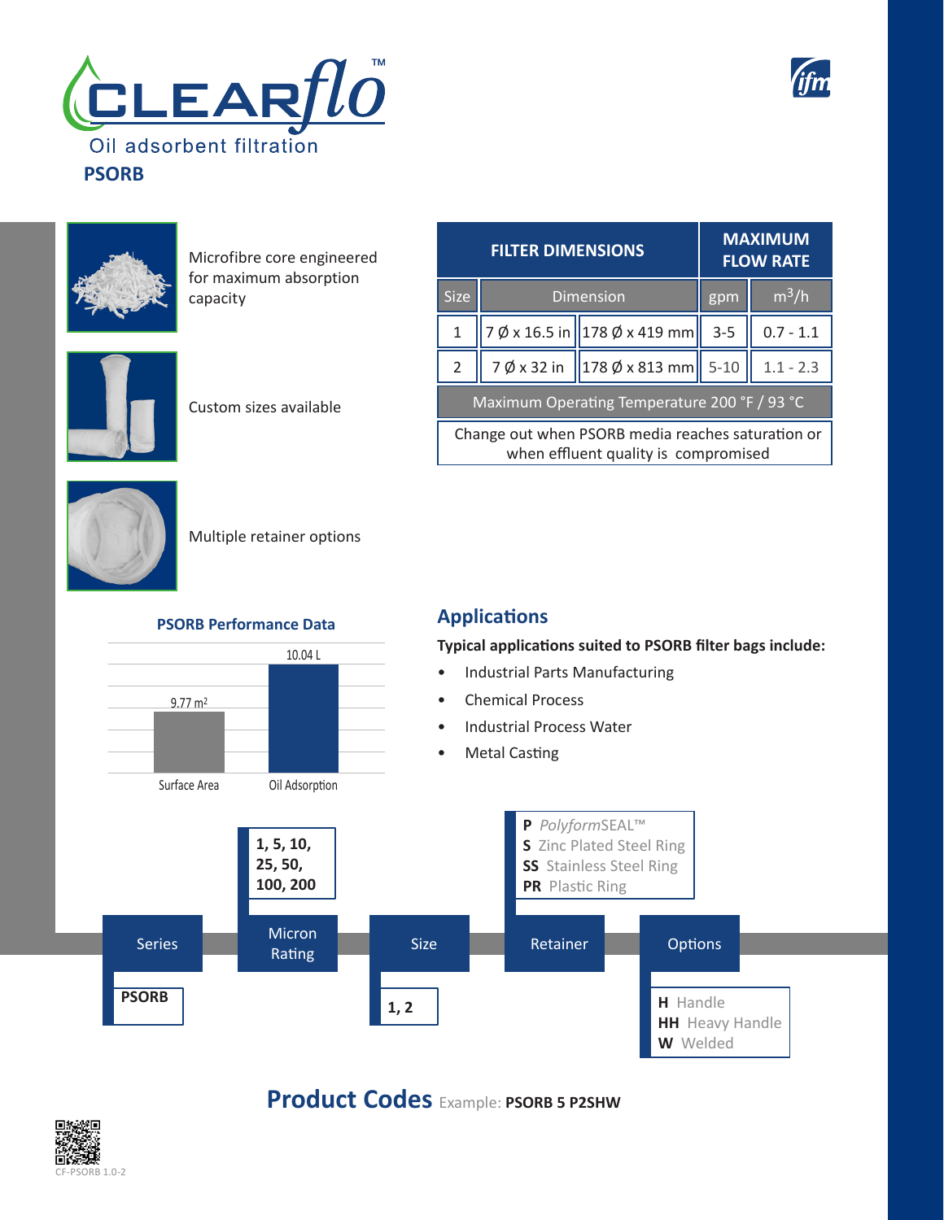# CLEARflo™

Oil adsorbent filtration

## PSORB

Microfibre core engineered for maximum absorption capacity

Custom sizes available

Multiple retainer options

| FILTER DIMENSIONS | | | MAXIMUM FLOW RATE | |
|---|---|---|---|---|
| Size | Dimension | | gpm | $m^3/h$ |
| 1 | 7 Ø x 16.5 in | 178 Ø x 419 mm | 3-5 | 0.7 - 1.1 |
| 2 | 7 Ø x 32 in | 178 Ø x 813 mm | 5-10 | 1.1 - 2.3 |
| Maximum Operating Temperature 200 °F / 93 °C | | | | |
| Change out when PSORB media reaches saturation or when effluent quality is compromised | | | | |

### PSORB Performance Data

9.77 $m^2$

10.04 L

Surface Area

Oil Adsorption

## Applications

**Typical applications suited to PSORB filter bags include:**

- Industrial Parts Manufacturing
- Chemical Process
- Industrial Process Water
- Metal Casting

Series: **PSORB**

Micron Rating: **1, 5, 10, 25, 50, 100, 200**

Size: **1, 2**

Retainer:
- **P** *Polyform*SEAL™
- **S** Zinc Plated Steel Ring
- **SS** Stainless Steel Ring
- **PR** Plastic Ring

Options:
- **H** Handle
- **HH** Heavy Handle
- **W** Welded

## Product Codes

Example: **PSORB 5 P2SHW**

CF-PSORB 1.0-2